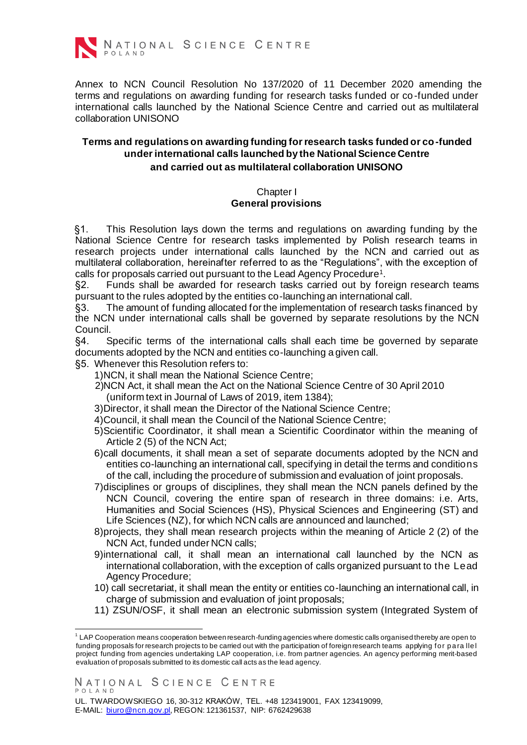Annex to NCN Council Resolution No 137/2020 of 11 December 2020 amending the terms and regulations on awarding funding for research tasks funded or co-funded under international calls launched by the National Science Centre and carried out as multilateral collaboration UNISONO

## Terms and regulations on awarding funding for research tasks funded or co-funded under international calls launched by the National Science Centre and carried out as multilateral collaboration UNISONO

### Chapter I
### General provisions

§1. This Resolution lays down the terms and regulations on awarding funding by the National Science Centre for research tasks implemented by Polish research teams in research projects under international calls launched by the NCN and carried out as multilateral collaboration, hereinafter referred to as the "Regulations", with the exception of calls for proposals carried out pursuant to the Lead Agency Procedure[1].

§2. Funds shall be awarded for research tasks carried out by foreign research teams pursuant to the rules adopted by the entities co-launching an international call.

§3. The amount of funding allocated for the implementation of research tasks financed by the NCN under international calls shall be governed by separate resolutions by the NCN Council.

§4. Specific terms of the international calls shall each time be governed by separate documents adopted by the NCN and entities co-launching a given call.

§5. Whenever this Resolution refers to:

1) NCN, it shall mean the National Science Centre;
2) NCN Act, it shall mean the Act on the National Science Centre of 30 April 2010 (uniform text in Journal of Laws of 2019, item 1384);
3) Director, it shall mean the Director of the National Science Centre;
4) Council, it shall mean the Council of the National Science Centre;
5) Scientific Coordinator, it shall mean a Scientific Coordinator within the meaning of Article 2 (5) of the NCN Act;
6) call documents, it shall mean a set of separate documents adopted by the NCN and entities co-launching an international call, specifying in detail the terms and conditions of the call, including the procedure of submission and evaluation of joint proposals.
7) disciplines or groups of disciplines, they shall mean the NCN panels defined by the NCN Council, covering the entire span of research in three domains: i.e. Arts, Humanities and Social Sciences (HS), Physical Sciences and Engineering (ST) and Life Sciences (NZ), for which NCN calls are announced and launched;
8) projects, they shall mean research projects within the meaning of Article 2 (2) of the NCN Act, funded under NCN calls;
9) international call, it shall mean an international call launched by the NCN as international collaboration, with the exception of calls organized pursuant to the Lead Agency Procedure;
10) call secretariat, it shall mean the entity or entities co-launching an international call, in charge of submission and evaluation of joint proposals;
11) ZSUN/OSF, it shall mean an electronic submission system (Integrated System of

---

[1] LAP Cooperation means cooperation between research-funding agencies where domestic calls organised thereby are open to funding proposals for research projects to be carried out with the participation of foreign research teams applying for parallel project funding from agencies undertaking LAP cooperation, i.e. from partner agencies. An agency performing merit-based evaluation of proposals submitted to its domestic call acts as the lead agency.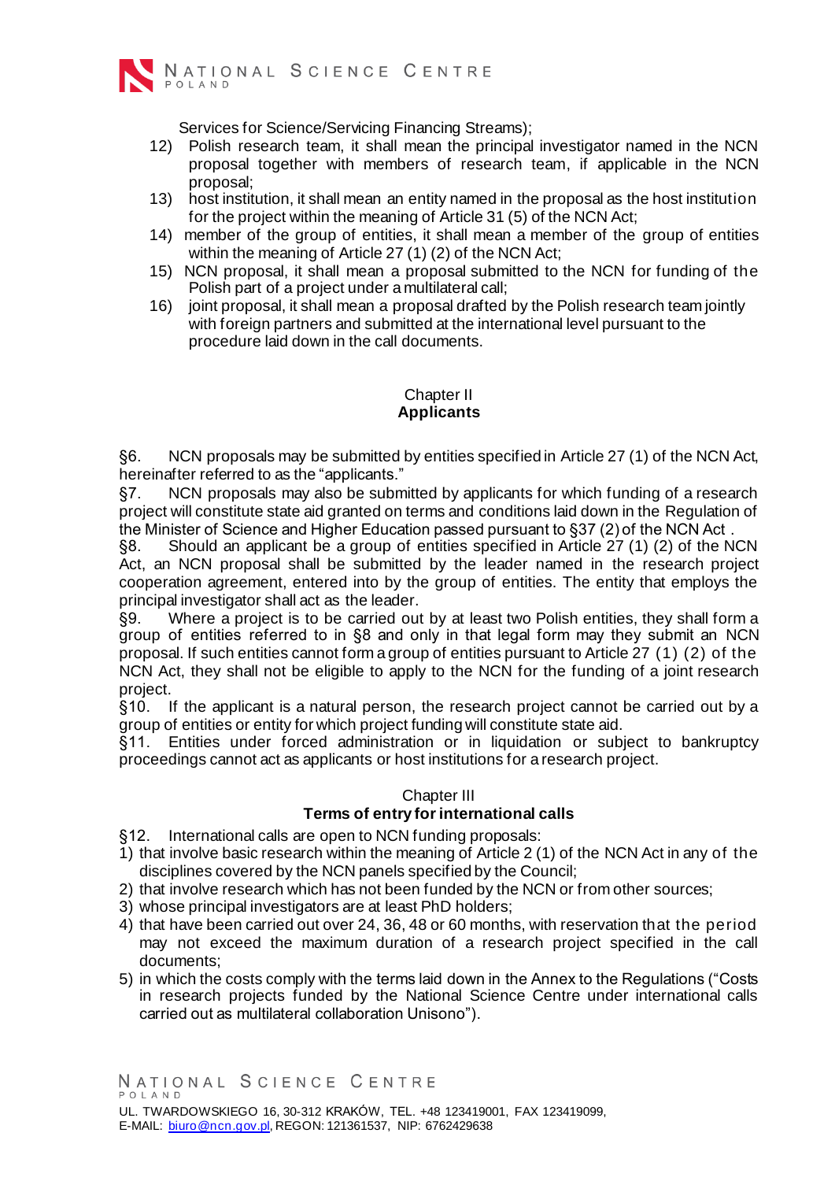Services for Science/Servicing Financing Streams);

12) Polish research team, it shall mean the principal investigator named in the NCN proposal together with members of research team, if applicable in the NCN proposal;
13) host institution, it shall mean an entity named in the proposal as the host institution for the project within the meaning of Article 31 (5) of the NCN Act;
14) member of the group of entities, it shall mean a member of the group of entities within the meaning of Article 27 (1) (2) of the NCN Act;
15) NCN proposal, it shall mean a proposal submitted to the NCN for funding of the Polish part of a project under a multilateral call;
16) joint proposal, it shall mean a proposal drafted by the Polish research team jointly with foreign partners and submitted at the international level pursuant to the procedure laid down in the call documents.

## Chapter II
## **Applicants**

§6. NCN proposals may be submitted by entities specified in Article 27 (1) of the NCN Act, hereinafter referred to as the "applicants."

§7. NCN proposals may also be submitted by applicants for which funding of a research project will constitute state aid granted on terms and conditions laid down in the Regulation of the Minister of Science and Higher Education passed pursuant to §37 (2) of the NCN Act .

§8. Should an applicant be a group of entities specified in Article 27 (1) (2) of the NCN Act, an NCN proposal shall be submitted by the leader named in the research project cooperation agreement, entered into by the group of entities. The entity that employs the principal investigator shall act as the leader.

§9. Where a project is to be carried out by at least two Polish entities, they shall form a group of entities referred to in §8 and only in that legal form may they submit an NCN proposal. If such entities cannot form a group of entities pursuant to Article 27 (1) (2) of the NCN Act, they shall not be eligible to apply to the NCN for the funding of a joint research project.

§10. If the applicant is a natural person, the research project cannot be carried out by a group of entities or entity for which project funding will constitute state aid.

§11. Entities under forced administration or in liquidation or subject to bankruptcy proceedings cannot act as applicants or host institutions for a research project.

## Chapter III
## **Terms of entry for international calls**

§12. International calls are open to NCN funding proposals:

1) that involve basic research within the meaning of Article 2 (1) of the NCN Act in any of the disciplines covered by the NCN panels specified by the Council;
2) that involve research which has not been funded by the NCN or from other sources;
3) whose principal investigators are at least PhD holders;
4) that have been carried out over 24, 36, 48 or 60 months, with reservation that the period may not exceed the maximum duration of a research project specified in the call documents;
5) in which the costs comply with the terms laid down in the Annex to the Regulations ("Costs in research projects funded by the National Science Centre under international calls carried out as multilateral collaboration Unisono").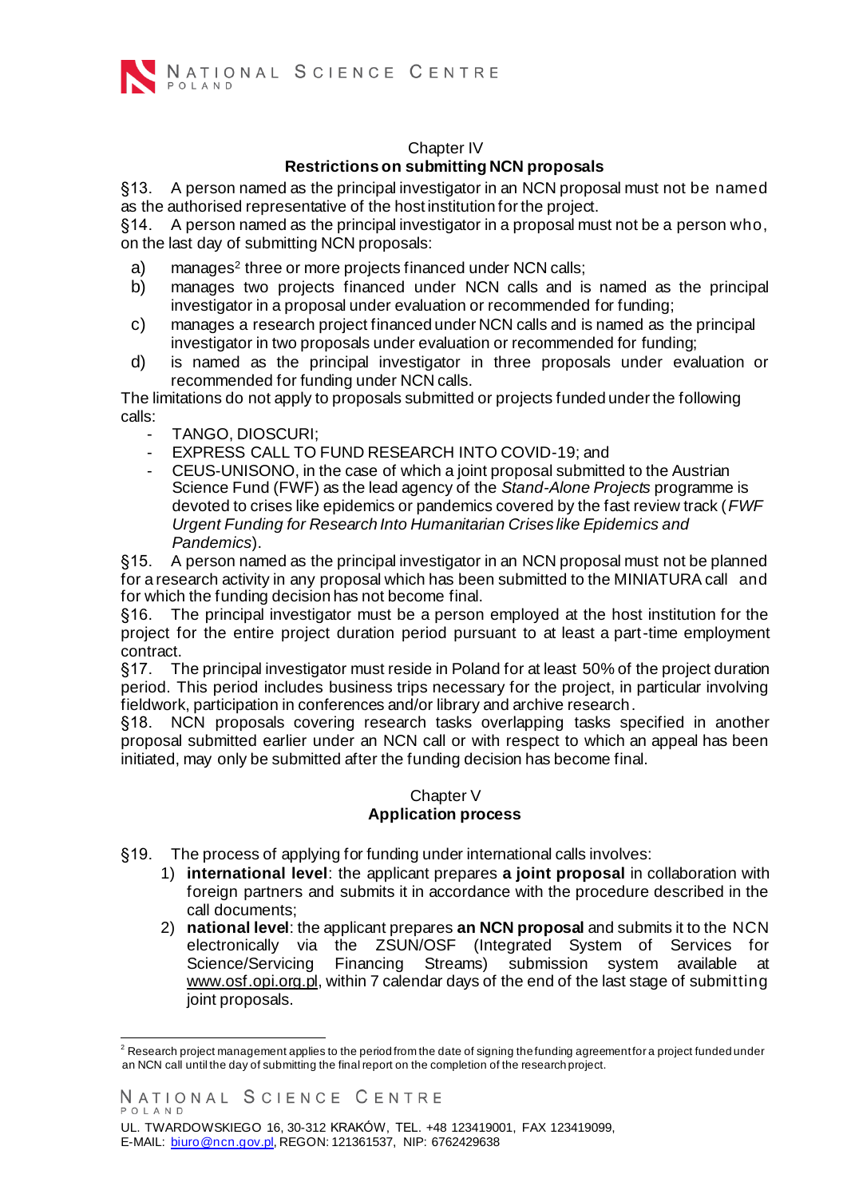## Chapter IV
## Restrictions on submitting NCN proposals

§13. A person named as the principal investigator in an NCN proposal must not be named as the authorised representative of the host institution for the project.

§14. A person named as the principal investigator in a proposal must not be a person who, on the last day of submitting NCN proposals:

a) manages[2] three or more projects financed under NCN calls;
b) manages two projects financed under NCN calls and is named as the principal investigator in a proposal under evaluation or recommended for funding;
c) manages a research project financed under NCN calls and is named as the principal investigator in two proposals under evaluation or recommended for funding;
d) is named as the principal investigator in three proposals under evaluation or recommended for funding under NCN calls.

The limitations do not apply to proposals submitted or projects funded under the following calls:

- TANGO, DIOSCURI;
- EXPRESS CALL TO FUND RESEARCH INTO COVID-19; and
- CEUS-UNISONO, in the case of which a joint proposal submitted to the Austrian Science Fund (FWF) as the lead agency of the *Stand-Alone Projects* programme is devoted to crises like epidemics or pandemics covered by the fast review track (*FWF Urgent Funding for Research Into Humanitarian Crises like Epidemics and Pandemics*).

§15. A person named as the principal investigator in an NCN proposal must not be planned for a research activity in any proposal which has been submitted to the MINIATURA call and for which the funding decision has not become final.

§16. The principal investigator must be a person employed at the host institution for the project for the entire project duration period pursuant to at least a part-time employment contract.

§17. The principal investigator must reside in Poland for at least 50% of the project duration period. This period includes business trips necessary for the project, in particular involving fieldwork, participation in conferences and/or library and archive research.

§18. NCN proposals covering research tasks overlapping tasks specified in another proposal submitted earlier under an NCN call or with respect to which an appeal has been initiated, may only be submitted after the funding decision has become final.

## Chapter V
## Application process

§19. The process of applying for funding under international calls involves:

1) **international level**: the applicant prepares **a joint proposal** in collaboration with foreign partners and submits it in accordance with the procedure described in the call documents;
2) **national level**: the applicant prepares **an NCN proposal** and submits it to the NCN electronically via the ZSUN/OSF (Integrated System of Services for Science/Servicing Financing Streams) submission system available at www.osf.opi.org.pl, within 7 calendar days of the end of the last stage of submitting joint proposals.

---

[2] Research project management applies to the period from the date of signing the funding agreement for a project funded under an NCN call until the day of submitting the final report on the completion of the research project.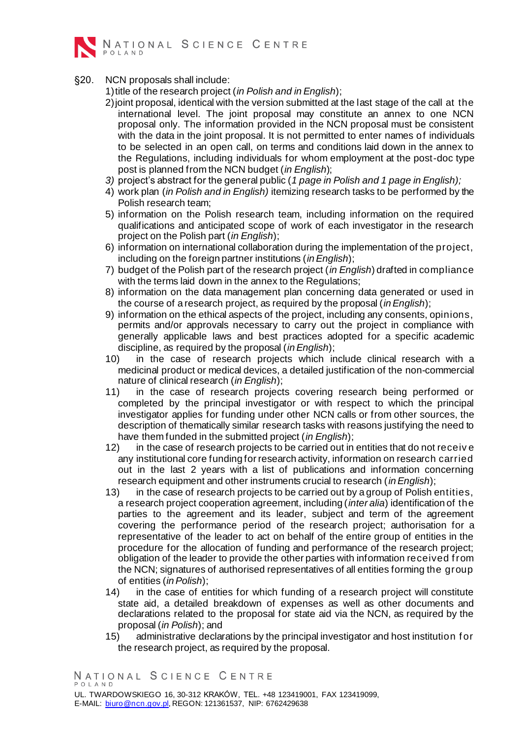§20. NCN proposals shall include:

1) title of the research project (*in Polish and in English*);
2) joint proposal, identical with the version submitted at the last stage of the call at the international level. The joint proposal may constitute an annex to one NCN proposal only. The information provided in the NCN proposal must be consistent with the data in the joint proposal. It is not permitted to enter names of individuals to be selected in an open call, on terms and conditions laid down in the annex to the Regulations, including individuals for whom employment at the post-doc type post is planned from the NCN budget (*in English*);
3) project's abstract for the general public (*1 page in Polish and 1 page in English);*
4) work plan (*in Polish and in English)* itemizing research tasks to be performed by the Polish research team;
5) information on the Polish research team, including information on the required qualifications and anticipated scope of work of each investigator in the research project on the Polish part (*in English*);
6) information on international collaboration during the implementation of the project, including on the foreign partner institutions (*in English*);
7) budget of the Polish part of the research project (*in English*) drafted in compliance with the terms laid down in the annex to the Regulations;
8) information on the data management plan concerning data generated or used in the course of a research project, as required by the proposal (*in English*);
9) information on the ethical aspects of the project, including any consents, opinions, permits and/or approvals necessary to carry out the project in compliance with generally applicable laws and best practices adopted for a specific academic discipline, as required by the proposal (*in English*);
10) in the case of research projects which include clinical research with a medicinal product or medical devices, a detailed justification of the non-commercial nature of clinical research (*in English*);
11) in the case of research projects covering research being performed or completed by the principal investigator or with respect to which the principal investigator applies for funding under other NCN calls or from other sources, the description of thematically similar research tasks with reasons justifying the need to have them funded in the submitted project (*in English*);
12) in the case of research projects to be carried out in entities that do not receive any institutional core funding for research activity, information on research carried out in the last 2 years with a list of publications and information concerning research equipment and other instruments crucial to research (*in English*);
13) in the case of research projects to be carried out by a group of Polish entities, a research project cooperation agreement, including (*inter alia*) identification of the parties to the agreement and its leader, subject and term of the agreement covering the performance period of the research project; authorisation for a representative of the leader to act on behalf of the entire group of entities in the procedure for the allocation of funding and performance of the research project; obligation of the leader to provide the other parties with information received from the NCN; signatures of authorised representatives of all entities forming the group of entities (*in Polish*);
14) in the case of entities for which funding of a research project will constitute state aid, a detailed breakdown of expenses as well as other documents and declarations related to the proposal for state aid via the NCN, as required by the proposal (*in Polish*); and
15) administrative declarations by the principal investigator and host institution for the research project, as required by the proposal.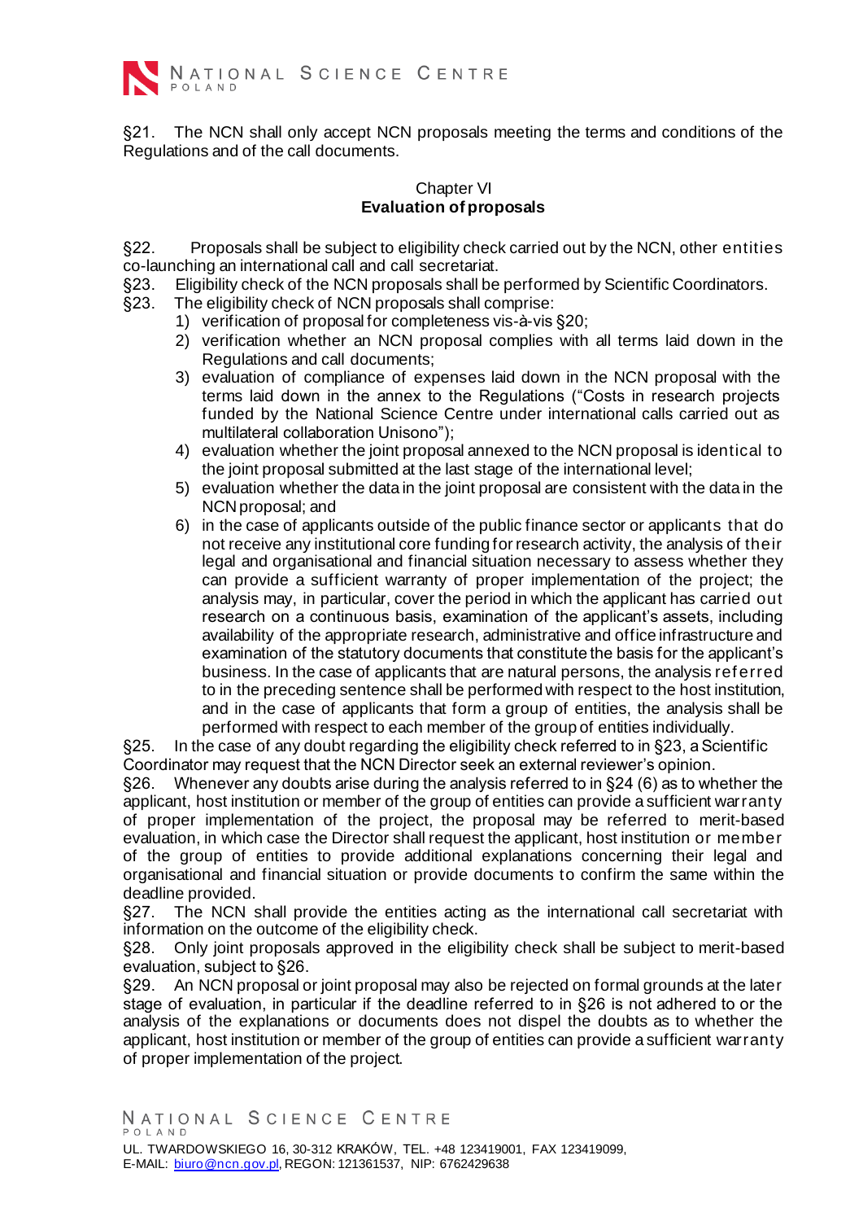§21. The NCN shall only accept NCN proposals meeting the terms and conditions of the Regulations and of the call documents.

## Chapter VI
## **Evaluation of proposals**

§22. Proposals shall be subject to eligibility check carried out by the NCN, other entities co-launching an international call and call secretariat.

§23. Eligibility check of the NCN proposals shall be performed by Scientific Coordinators.

§23. The eligibility check of NCN proposals shall comprise:

1) verification of proposal for completeness vis-à-vis §20;
2) verification whether an NCN proposal complies with all terms laid down in the Regulations and call documents;
3) evaluation of compliance of expenses laid down in the NCN proposal with the terms laid down in the annex to the Regulations ("Costs in research projects funded by the National Science Centre under international calls carried out as multilateral collaboration Unisono");
4) evaluation whether the joint proposal annexed to the NCN proposal is identical to the joint proposal submitted at the last stage of the international level;
5) evaluation whether the data in the joint proposal are consistent with the data in the NCN proposal; and
6) in the case of applicants outside of the public finance sector or applicants that do not receive any institutional core funding for research activity, the analysis of their legal and organisational and financial situation necessary to assess whether they can provide a sufficient warranty of proper implementation of the project; the analysis may, in particular, cover the period in which the applicant has carried out research on a continuous basis, examination of the applicant's assets, including availability of the appropriate research, administrative and office infrastructure and examination of the statutory documents that constitute the basis for the applicant's business. In the case of applicants that are natural persons, the analysis referred to in the preceding sentence shall be performed with respect to the host institution, and in the case of applicants that form a group of entities, the analysis shall be performed with respect to each member of the group of entities individually.

§25. In the case of any doubt regarding the eligibility check referred to in §23, a Scientific Coordinator may request that the NCN Director seek an external reviewer's opinion.

§26. Whenever any doubts arise during the analysis referred to in §24 (6) as to whether the applicant, host institution or member of the group of entities can provide a sufficient warranty of proper implementation of the project, the proposal may be referred to merit-based evaluation, in which case the Director shall request the applicant, host institution or member of the group of entities to provide additional explanations concerning their legal and organisational and financial situation or provide documents to confirm the same within the deadline provided.

§27. The NCN shall provide the entities acting as the international call secretariat with information on the outcome of the eligibility check.

§28. Only joint proposals approved in the eligibility check shall be subject to merit-based evaluation, subject to §26.

§29. An NCN proposal or joint proposal may also be rejected on formal grounds at the later stage of evaluation, in particular if the deadline referred to in §26 is not adhered to or the analysis of the explanations or documents does not dispel the doubts as to whether the applicant, host institution or member of the group of entities can provide a sufficient warranty of proper implementation of the project.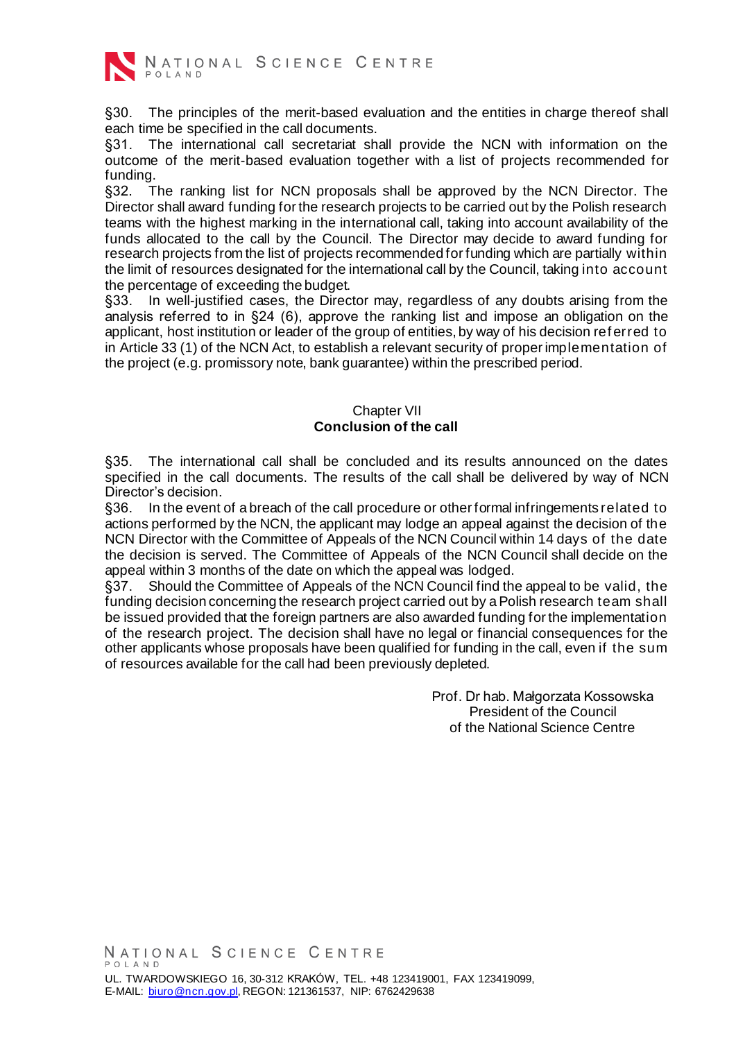§30. The principles of the merit-based evaluation and the entities in charge thereof shall each time be specified in the call documents.

§31. The international call secretariat shall provide the NCN with information on the outcome of the merit-based evaluation together with a list of projects recommended for funding.

§32. The ranking list for NCN proposals shall be approved by the NCN Director. The Director shall award funding for the research projects to be carried out by the Polish research teams with the highest marking in the international call, taking into account availability of the funds allocated to the call by the Council. The Director may decide to award funding for research projects from the list of projects recommended for funding which are partially within the limit of resources designated for the international call by the Council, taking into account the percentage of exceeding the budget.

§33. In well-justified cases, the Director may, regardless of any doubts arising from the analysis referred to in §24 (6), approve the ranking list and impose an obligation on the applicant, host institution or leader of the group of entities, by way of his decision referred to in Article 33 (1) of the NCN Act, to establish a relevant security of proper implementation of the project (e.g. promissory note, bank guarantee) within the prescribed period.

## Chapter VII
## **Conclusion of the call**

§35. The international call shall be concluded and its results announced on the dates specified in the call documents. The results of the call shall be delivered by way of NCN Director's decision.

§36. In the event of a breach of the call procedure or other formal infringements related to actions performed by the NCN, the applicant may lodge an appeal against the decision of the NCN Director with the Committee of Appeals of the NCN Council within 14 days of the date the decision is served. The Committee of Appeals of the NCN Council shall decide on the appeal within 3 months of the date on which the appeal was lodged.

§37. Should the Committee of Appeals of the NCN Council find the appeal to be valid, the funding decision concerning the research project carried out by a Polish research team shall be issued provided that the foreign partners are also awarded funding for the implementation of the research project. The decision shall have no legal or financial consequences for the other applicants whose proposals have been qualified for funding in the call, even if the sum of resources available for the call had been previously depleted.

Prof. Dr hab. Małgorzata Kossowska
President of the Council
of the National Science Centre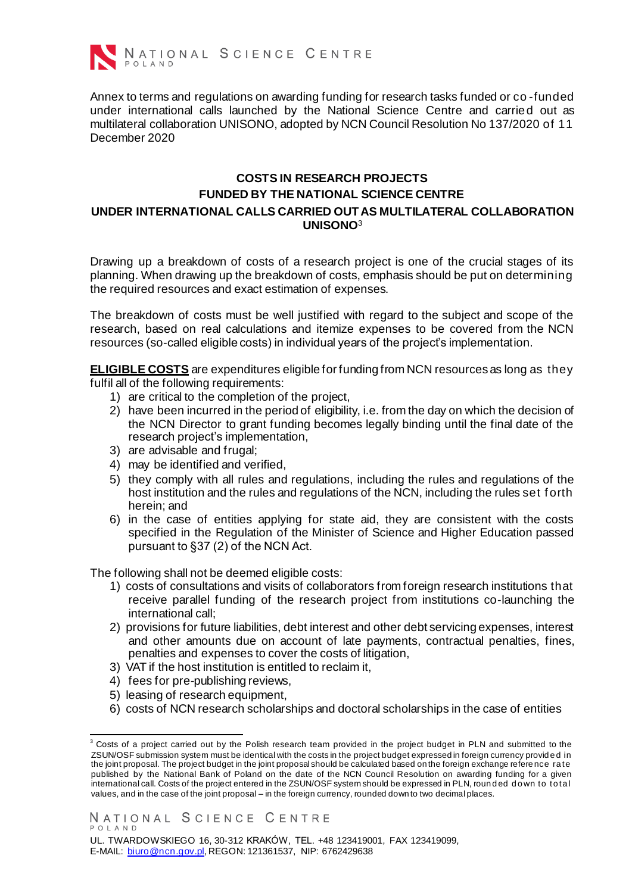Annex to terms and regulations on awarding funding for research tasks funded or co-funded under international calls launched by the National Science Centre and carried out as multilateral collaboration UNISONO, adopted by NCN Council Resolution No 137/2020 of 11 December 2020

## COSTS IN RESEARCH PROJECTS FUNDED BY THE NATIONAL SCIENCE CENTRE UNDER INTERNATIONAL CALLS CARRIED OUT AS MULTILATERAL COLLABORATION UNISONO[3]

Drawing up a breakdown of costs of a research project is one of the crucial stages of its planning. When drawing up the breakdown of costs, emphasis should be put on determining the required resources and exact estimation of expenses.

The breakdown of costs must be well justified with regard to the subject and scope of the research, based on real calculations and itemize expenses to be covered from the NCN resources (so-called eligible costs) in individual years of the project's implementation.

**ELIGIBLE COSTS** are expenditures eligible for funding from NCN resources as long as they fulfil all of the following requirements:

1) are critical to the completion of the project,
2) have been incurred in the period of eligibility, i.e. from the day on which the decision of the NCN Director to grant funding becomes legally binding until the final date of the research project's implementation,
3) are advisable and frugal;
4) may be identified and verified,
5) they comply with all rules and regulations, including the rules and regulations of the host institution and the rules and regulations of the NCN, including the rules set forth herein; and
6) in the case of entities applying for state aid, they are consistent with the costs specified in the Regulation of the Minister of Science and Higher Education passed pursuant to §37 (2) of the NCN Act.

The following shall not be deemed eligible costs:

1) costs of consultations and visits of collaborators from foreign research institutions that receive parallel funding of the research project from institutions co-launching the international call;
2) provisions for future liabilities, debt interest and other debt servicing expenses, interest and other amounts due on account of late payments, contractual penalties, fines, penalties and expenses to cover the costs of litigation,
3) VAT if the host institution is entitled to reclaim it,
4) fees for pre-publishing reviews,
5) leasing of research equipment,
6) costs of NCN research scholarships and doctoral scholarships in the case of entities

[3] Costs of a project carried out by the Polish research team provided in the project budget in PLN and submitted to the ZSUN/OSF submission system must be identical with the costs in the project budget expressed in foreign currency provided in the joint proposal. The project budget in the joint proposal should be calculated based on the foreign exchange reference rate published by the National Bank of Poland on the date of the NCN Council Resolution on awarding funding for a given international call. Costs of the project entered in the ZSUN/OSF system should be expressed in PLN, rounded down to total values, and in the case of the joint proposal – in the foreign currency, rounded down to two decimal places.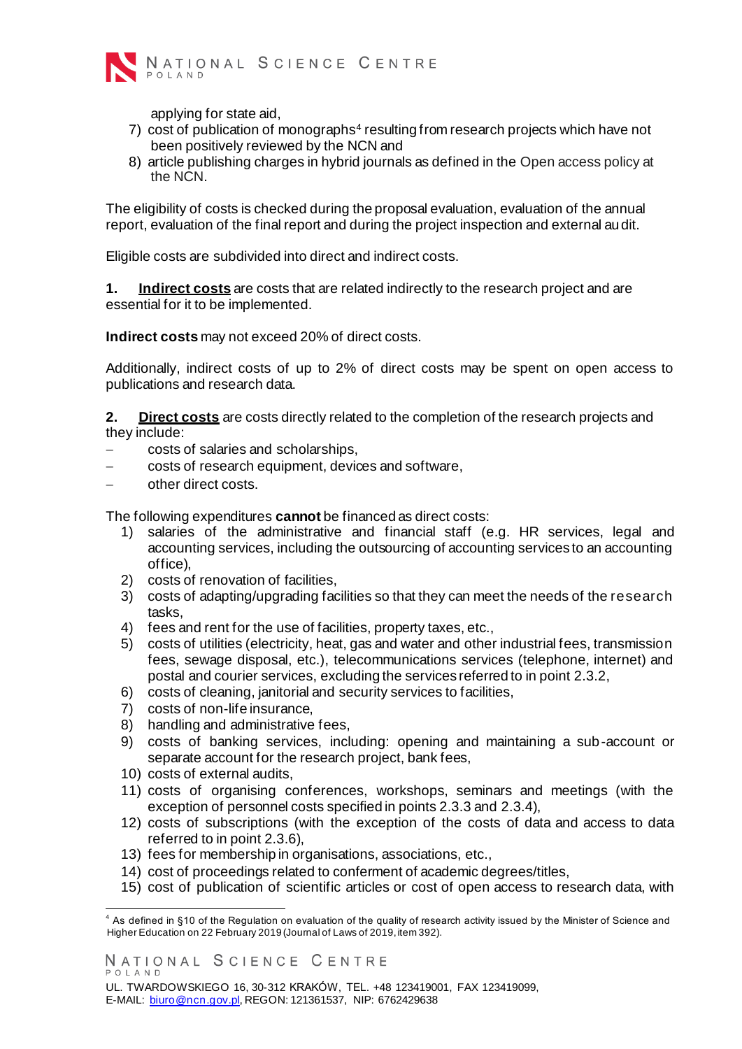applying for state aid,

7) cost of publication of monographs[4] resulting from research projects which have not been positively reviewed by the NCN and
8) article publishing charges in hybrid journals as defined in the Open access policy at the NCN.

The eligibility of costs is checked during the proposal evaluation, evaluation of the annual report, evaluation of the final report and during the project inspection and external audit.

Eligible costs are subdivided into direct and indirect costs.

**1. <u>Indirect costs</u>** are costs that are related indirectly to the research project and are essential for it to be implemented.

**Indirect costs** may not exceed 20% of direct costs.

Additionally, indirect costs of up to 2% of direct costs may be spent on open access to publications and research data.

**2. <u>Direct costs</u>** are costs directly related to the completion of the research projects and they include:

- costs of salaries and scholarships,
- costs of research equipment, devices and software,
- other direct costs.

The following expenditures **cannot** be financed as direct costs:

1) salaries of the administrative and financial staff (e.g. HR services, legal and accounting services, including the outsourcing of accounting services to an accounting office),
2) costs of renovation of facilities,
3) costs of adapting/upgrading facilities so that they can meet the needs of the research tasks,
4) fees and rent for the use of facilities, property taxes, etc.,
5) costs of utilities (electricity, heat, gas and water and other industrial fees, transmission fees, sewage disposal, etc.), telecommunications services (telephone, internet) and postal and courier services, excluding the services referred to in point 2.3.2,
6) costs of cleaning, janitorial and security services to facilities,
7) costs of non-life insurance,
8) handling and administrative fees,
9) costs of banking services, including: opening and maintaining a sub-account or separate account for the research project, bank fees,
10) costs of external audits,
11) costs of organising conferences, workshops, seminars and meetings (with the exception of personnel costs specified in points 2.3.3 and 2.3.4),
12) costs of subscriptions (with the exception of the costs of data and access to data referred to in point 2.3.6),
13) fees for membership in organisations, associations, etc.,
14) cost of proceedings related to conferment of academic degrees/titles,
15) cost of publication of scientific articles or cost of open access to research data, with

[4] As defined in §10 of the Regulation on evaluation of the quality of research activity issued by the Minister of Science and Higher Education on 22 February 2019 (Journal of Laws of 2019, item 392).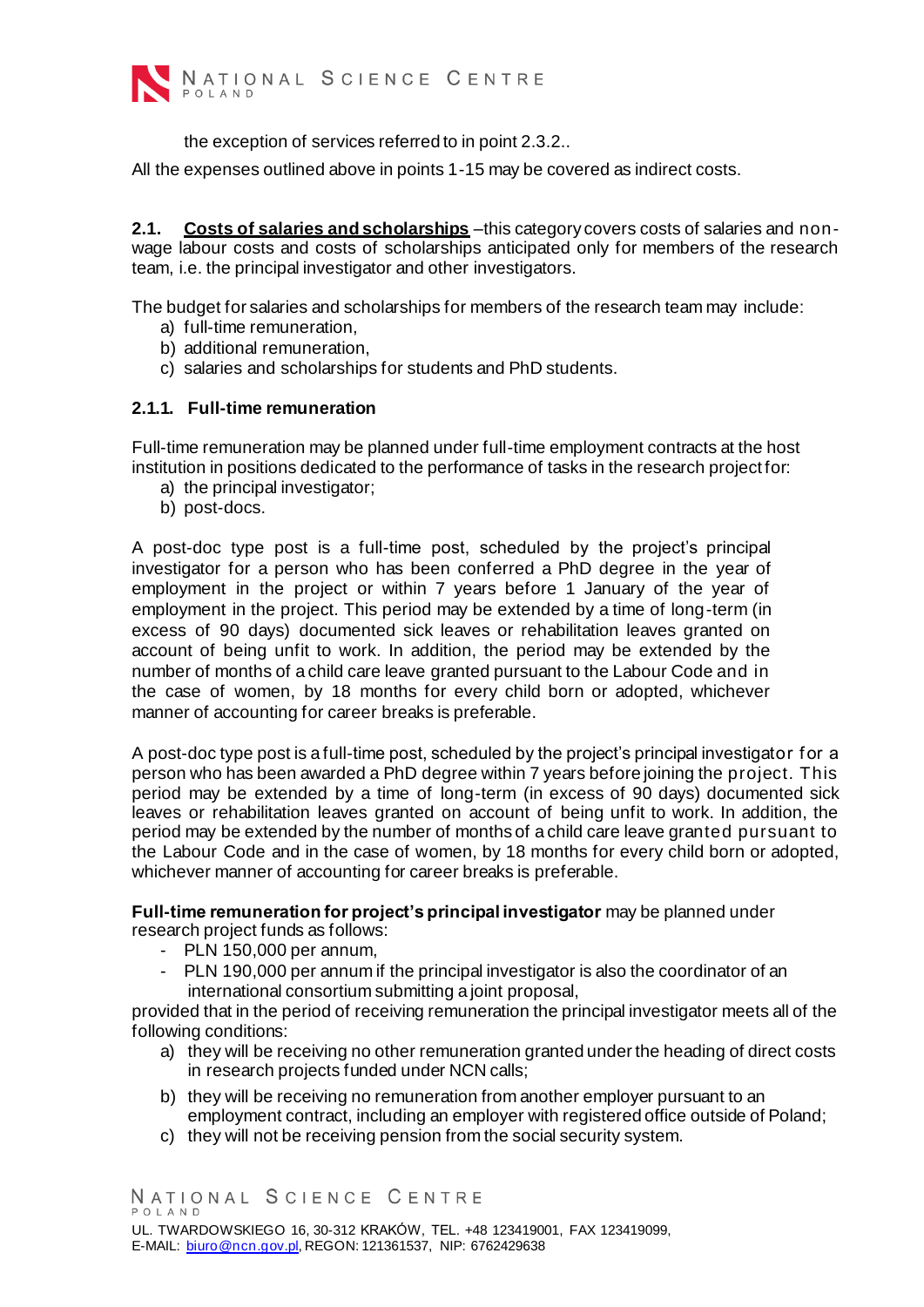the exception of services referred to in point 2.3.2..

All the expenses outlined above in points 1-15 may be covered as indirect costs.

**2.1. Costs of salaries and scholarships** –this category covers costs of salaries and non-wage labour costs and costs of scholarships anticipated only for members of the research team, i.e. the principal investigator and other investigators.

The budget for salaries and scholarships for members of the research team may include:

a) full-time remuneration,
b) additional remuneration,
c) salaries and scholarships for students and PhD students.

### 2.1.1. Full-time remuneration

Full-time remuneration may be planned under full-time employment contracts at the host institution in positions dedicated to the performance of tasks in the research project for:

a) the principal investigator;
b) post-docs.

A post-doc type post is a full-time post, scheduled by the project's principal investigator for a person who has been conferred a PhD degree in the year of employment in the project or within 7 years before 1 January of the year of employment in the project. This period may be extended by a time of long-term (in excess of 90 days) documented sick leaves or rehabilitation leaves granted on account of being unfit to work. In addition, the period may be extended by the number of months of a child care leave granted pursuant to the Labour Code and in the case of women, by 18 months for every child born or adopted, whichever manner of accounting for career breaks is preferable.

A post-doc type post is a full-time post, scheduled by the project's principal investigator for a person who has been awarded a PhD degree within 7 years before joining the project. This period may be extended by a time of long-term (in excess of 90 days) documented sick leaves or rehabilitation leaves granted on account of being unfit to work. In addition, the period may be extended by the number of months of a child care leave granted pursuant to the Labour Code and in the case of women, by 18 months for every child born or adopted, whichever manner of accounting for career breaks is preferable.

**Full-time remuneration for project's principal investigator** may be planned under research project funds as follows:

- PLN 150,000 per annum,
- PLN 190,000 per annum if the principal investigator is also the coordinator of an international consortium submitting a joint proposal,

provided that in the period of receiving remuneration the principal investigator meets all of the following conditions:

a) they will be receiving no other remuneration granted under the heading of direct costs in research projects funded under NCN calls;
b) they will be receiving no remuneration from another employer pursuant to an employment contract, including an employer with registered office outside of Poland;
c) they will not be receiving pension from the social security system.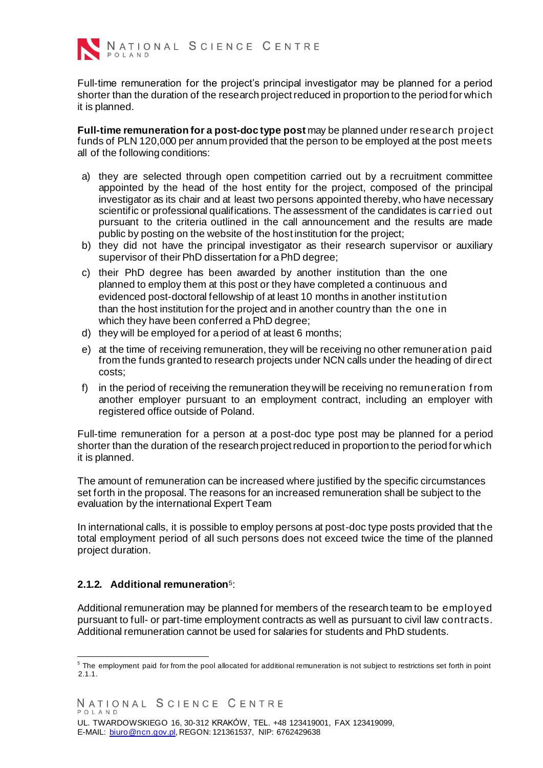Full-time remuneration for the project's principal investigator may be planned for a period shorter than the duration of the research project reduced in proportion to the period for which it is planned.

**Full-time remuneration for a post-doc type post** may be planned under research project funds of PLN 120,000 per annum provided that the person to be employed at the post meets all of the following conditions:

a) they are selected through open competition carried out by a recruitment committee appointed by the head of the host entity for the project, composed of the principal investigator as its chair and at least two persons appointed thereby, who have necessary scientific or professional qualifications. The assessment of the candidates is carried out pursuant to the criteria outlined in the call announcement and the results are made public by posting on the website of the host institution for the project;
b) they did not have the principal investigator as their research supervisor or auxiliary supervisor of their PhD dissertation for a PhD degree;
c) their PhD degree has been awarded by another institution than the one planned to employ them at this post or they have completed a continuous and evidenced post-doctoral fellowship of at least 10 months in another institution than the host institution for the project and in another country than the one in which they have been conferred a PhD degree;
d) they will be employed for a period of at least 6 months;
e) at the time of receiving remuneration, they will be receiving no other remuneration paid from the funds granted to research projects under NCN calls under the heading of direct costs;
f) in the period of receiving the remuneration they will be receiving no remuneration from another employer pursuant to an employment contract, including an employer with registered office outside of Poland.

Full-time remuneration for a person at a post-doc type post may be planned for a period shorter than the duration of the research project reduced in proportion to the period for which it is planned.

The amount of remuneration can be increased where justified by the specific circumstances set forth in the proposal. The reasons for an increased remuneration shall be subject to the evaluation by the international Expert Team

In international calls, it is possible to employ persons at post-doc type posts provided that the total employment period of all such persons does not exceed twice the time of the planned project duration.

### 2.1.2. Additional remuneration[5]:

Additional remuneration may be planned for members of the research team to be employed pursuant to full- or part-time employment contracts as well as pursuant to civil law contracts. Additional remuneration cannot be used for salaries for students and PhD students.

---

[5] The employment paid for from the pool allocated for additional remuneration is not subject to restrictions set forth in point 2.1.1.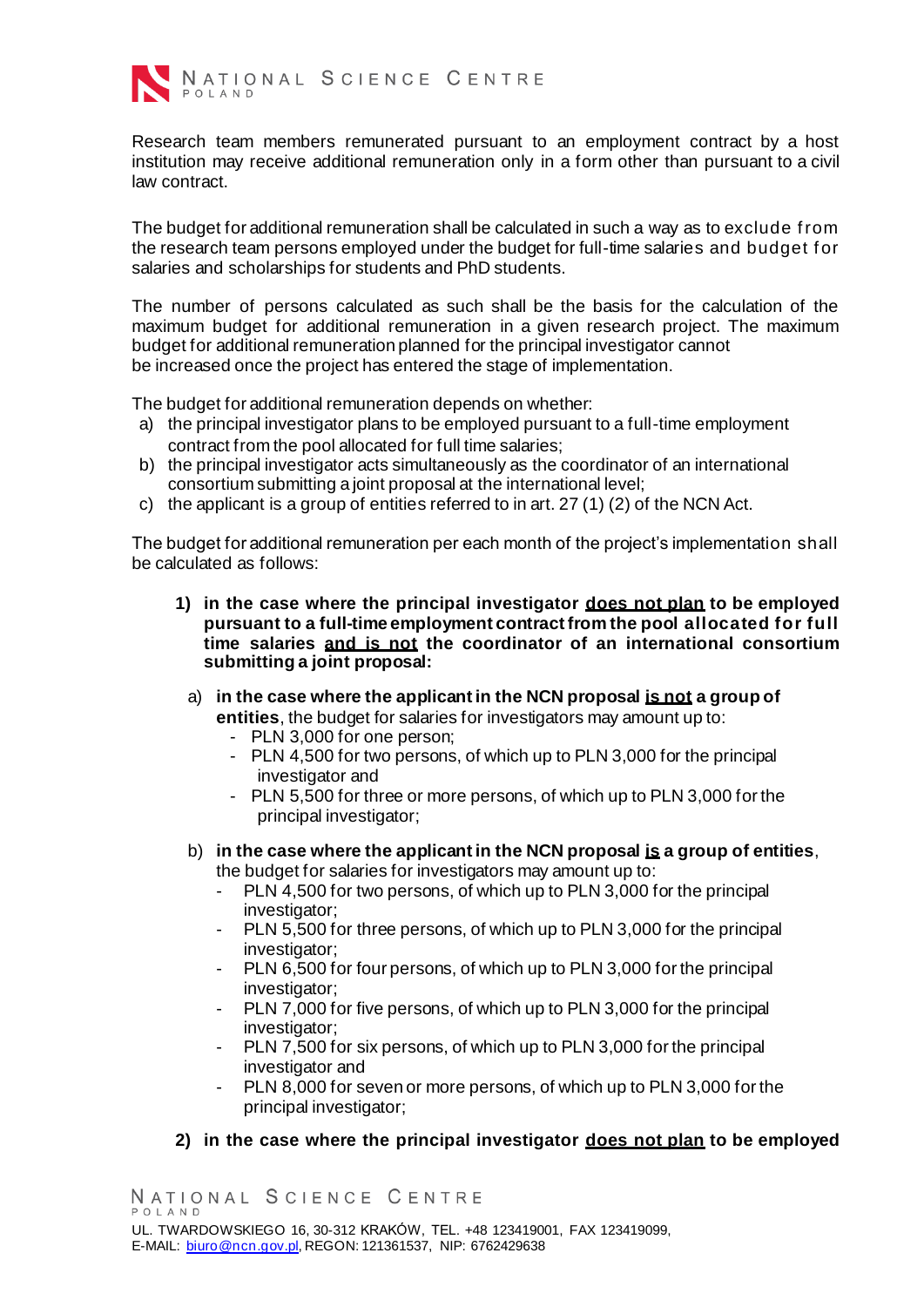Research team members remunerated pursuant to an employment contract by a host institution may receive additional remuneration only in a form other than pursuant to a civil law contract.

The budget for additional remuneration shall be calculated in such a way as to exclude from the research team persons employed under the budget for full-time salaries and budget for salaries and scholarships for students and PhD students.

The number of persons calculated as such shall be the basis for the calculation of the maximum budget for additional remuneration in a given research project. The maximum budget for additional remuneration planned for the principal investigator cannot be increased once the project has entered the stage of implementation.

The budget for additional remuneration depends on whether:

a) the principal investigator plans to be employed pursuant to a full-time employment contract from the pool allocated for full time salaries;
b) the principal investigator acts simultaneously as the coordinator of an international consortium submitting a joint proposal at the international level;
c) the applicant is a group of entities referred to in art. 27 (1) (2) of the NCN Act.

The budget for additional remuneration per each month of the project's implementation shall be calculated as follows:

1) **in the case where the principal investigator <u>does not plan</u> to be employed pursuant to a full-time employment contract from the pool allocated for full time salaries <u>and is not</u> the coordinator of an international consortium submitting a joint proposal:**

   a) **in the case where the applicant in the NCN proposal <u>is not</u> a group of entities**, the budget for salaries for investigators may amount up to:
      - PLN 3,000 for one person;
      - PLN 4,500 for two persons, of which up to PLN 3,000 for the principal investigator and
      - PLN 5,500 for three or more persons, of which up to PLN 3,000 for the principal investigator;

   b) **in the case where the applicant in the NCN proposal <u>is</u> a group of entities**, the budget for salaries for investigators may amount up to:
      - PLN 4,500 for two persons, of which up to PLN 3,000 for the principal investigator;
      - PLN 5,500 for three persons, of which up to PLN 3,000 for the principal investigator;
      - PLN 6,500 for four persons, of which up to PLN 3,000 for the principal investigator;
      - PLN 7,000 for five persons, of which up to PLN 3,000 for the principal investigator;
      - PLN 7,500 for six persons, of which up to PLN 3,000 for the principal investigator and
      - PLN 8,000 for seven or more persons, of which up to PLN 3,000 for the principal investigator;

2) **in the case where the principal investigator <u>does not plan</u> to be employed**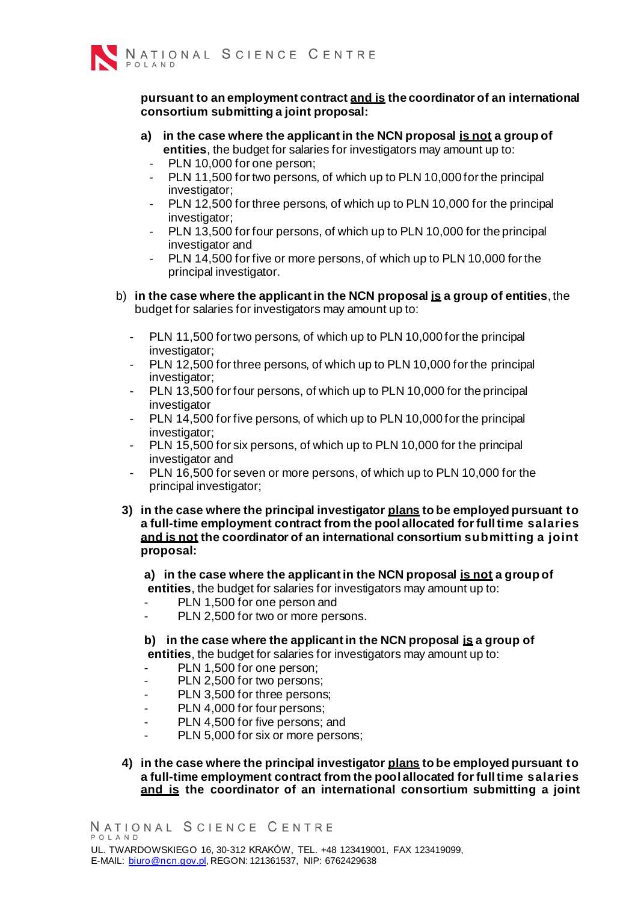**pursuant to an employment contract and is the coordinator of an international consortium submitting a joint proposal:**

**a) in the case where the applicant in the NCN proposal is not a group of entities**, the budget for salaries for investigators may amount up to:

- PLN 10,000 for one person;
- PLN 11,500 for two persons, of which up to PLN 10,000 for the principal investigator;
- PLN 12,500 for three persons, of which up to PLN 10,000 for the principal investigator;
- PLN 13,500 for four persons, of which up to PLN 10,000 for the principal investigator and
- PLN 14,500 for five or more persons, of which up to PLN 10,000 for the principal investigator.

b) **in the case where the applicant in the NCN proposal is a group of entities**, the budget for salaries for investigators may amount up to:

- PLN 11,500 for two persons, of which up to PLN 10,000 for the principal investigator;
- PLN 12,500 for three persons, of which up to PLN 10,000 for the principal investigator;
- PLN 13,500 for four persons, of which up to PLN 10,000 for the principal investigator
- PLN 14,500 for five persons, of which up to PLN 10,000 for the principal investigator;
- PLN 15,500 for six persons, of which up to PLN 10,000 for the principal investigator and
- PLN 16,500 for seven or more persons, of which up to PLN 10,000 for the principal investigator;

**3) in the case where the principal investigator plans to be employed pursuant to a full-time employment contract from the pool allocated for full time salaries and is not the coordinator of an international consortium submitting a joint proposal:**

**a) in the case where the applicant in the NCN proposal is not a group of entities**, the budget for salaries for investigators may amount up to:

- PLN 1,500 for one person and
- PLN 2,500 for two or more persons.

**b) in the case where the applicant in the NCN proposal is a group of entities**, the budget for salaries for investigators may amount up to:

- PLN 1,500 for one person;
- PLN 2,500 for two persons;
- PLN 3,500 for three persons;
- PLN 4,000 for four persons;
- PLN 4,500 for five persons; and
- PLN 5,000 for six or more persons;

**4) in the case where the principal investigator plans to be employed pursuant to a full-time employment contract from the pool allocated for full time salaries and is the coordinator of an international consortium submitting a joint**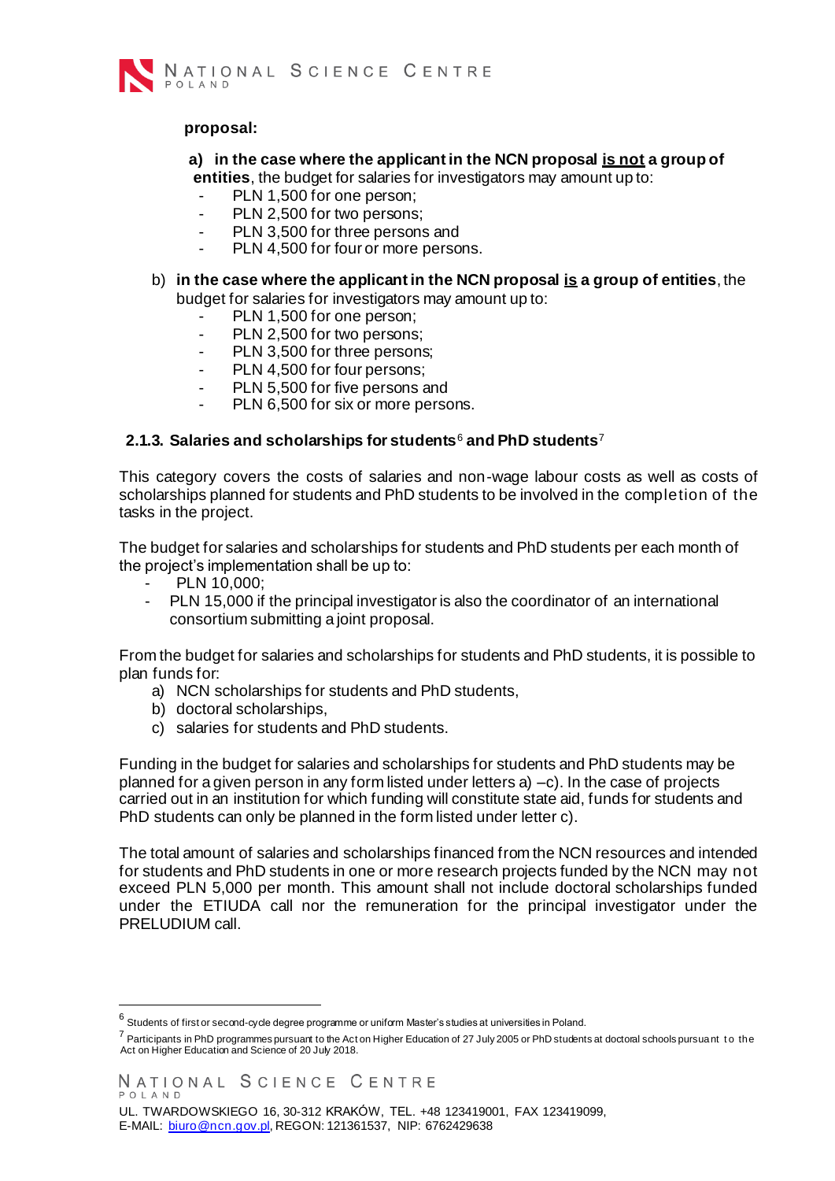**proposal:**

a) **in the case where the applicant in the NCN proposal is not a group of entities**, the budget for salaries for investigators may amount up to:
- PLN 1,500 for one person;
- PLN 2,500 for two persons;
- PLN 3,500 for three persons and
- PLN 4,500 for four or more persons.

b) **in the case where the applicant in the NCN proposal is a group of entities**, the budget for salaries for investigators may amount up to:
- PLN 1,500 for one person;
- PLN 2,500 for two persons;
- PLN 3,500 for three persons;
- PLN 4,500 for four persons;
- PLN 5,500 for five persons and
- PLN 6,500 for six or more persons.

### 2.1.3. Salaries and scholarships for students[6] and PhD students[7]

This category covers the costs of salaries and non-wage labour costs as well as costs of scholarships planned for students and PhD students to be involved in the completion of the tasks in the project.

The budget for salaries and scholarships for students and PhD students per each month of the project's implementation shall be up to:
- PLN 10,000;
- PLN 15,000 if the principal investigator is also the coordinator of an international consortium submitting a joint proposal.

From the budget for salaries and scholarships for students and PhD students, it is possible to plan funds for:

a) NCN scholarships for students and PhD students,
b) doctoral scholarships,
c) salaries for students and PhD students.

Funding in the budget for salaries and scholarships for students and PhD students may be planned for a given person in any form listed under letters a) –c). In the case of projects carried out in an institution for which funding will constitute state aid, funds for students and PhD students can only be planned in the form listed under letter c).

The total amount of salaries and scholarships financed from the NCN resources and intended for students and PhD students in one or more research projects funded by the NCN may not exceed PLN 5,000 per month. This amount shall not include doctoral scholarships funded under the ETIUDA call nor the remuneration for the principal investigator under the PRELUDIUM call.

---

[6] Students of first or second-cycle degree programme or uniform Master's studies at universities in Poland.

[7] Participants in PhD programmes pursuant to the Act on Higher Education of 27 July 2005 or PhD students at doctoral schools pursuant to the Act on Higher Education and Science of 20 July 2018.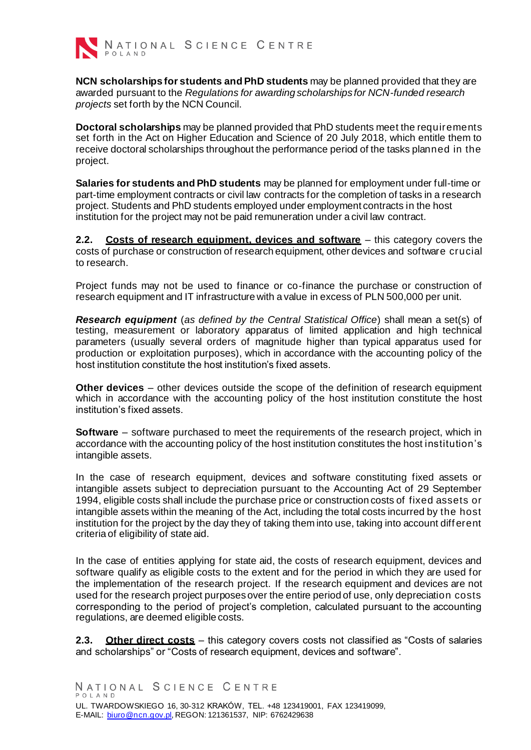**NCN scholarships for students and PhD students** may be planned provided that they are awarded pursuant to the *Regulations for awarding scholarships for NCN-funded research projects* set forth by the NCN Council.

**Doctoral scholarships** may be planned provided that PhD students meet the requirements set forth in the Act on Higher Education and Science of 20 July 2018, which entitle them to receive doctoral scholarships throughout the performance period of the tasks planned in the project.

**Salaries for students and PhD students** may be planned for employment under full-time or part-time employment contracts or civil law contracts for the completion of tasks in a research project. Students and PhD students employed under employment contracts in the host institution for the project may not be paid remuneration under a civil law contract.

**2.2. <u>Costs of research equipment, devices and software</u>** – this category covers the costs of purchase or construction of research equipment, other devices and software crucial to research.

Project funds may not be used to finance or co-finance the purchase or construction of research equipment and IT infrastructure with a value in excess of PLN 500,000 per unit.

***Research equipment*** (*as defined by the Central Statistical Office*) shall mean a set(s) of testing, measurement or laboratory apparatus of limited application and high technical parameters (usually several orders of magnitude higher than typical apparatus used for production or exploitation purposes), which in accordance with the accounting policy of the host institution constitute the host institution's fixed assets.

**Other devices** – other devices outside the scope of the definition of research equipment which in accordance with the accounting policy of the host institution constitute the host institution's fixed assets.

**Software** – software purchased to meet the requirements of the research project, which in accordance with the accounting policy of the host institution constitutes the host institution's intangible assets.

In the case of research equipment, devices and software constituting fixed assets or intangible assets subject to depreciation pursuant to the Accounting Act of 29 September 1994, eligible costs shall include the purchase price or construction costs of fixed assets or intangible assets within the meaning of the Act, including the total costs incurred by the host institution for the project by the day they of taking them into use, taking into account different criteria of eligibility of state aid.

In the case of entities applying for state aid, the costs of research equipment, devices and software qualify as eligible costs to the extent and for the period in which they are used for the implementation of the research project. If the research equipment and devices are not used for the research project purposes over the entire period of use, only depreciation costs corresponding to the period of project's completion, calculated pursuant to the accounting regulations, are deemed eligible costs.

**2.3. <u>Other direct costs</u>** – this category covers costs not classified as "Costs of salaries and scholarships" or "Costs of research equipment, devices and software".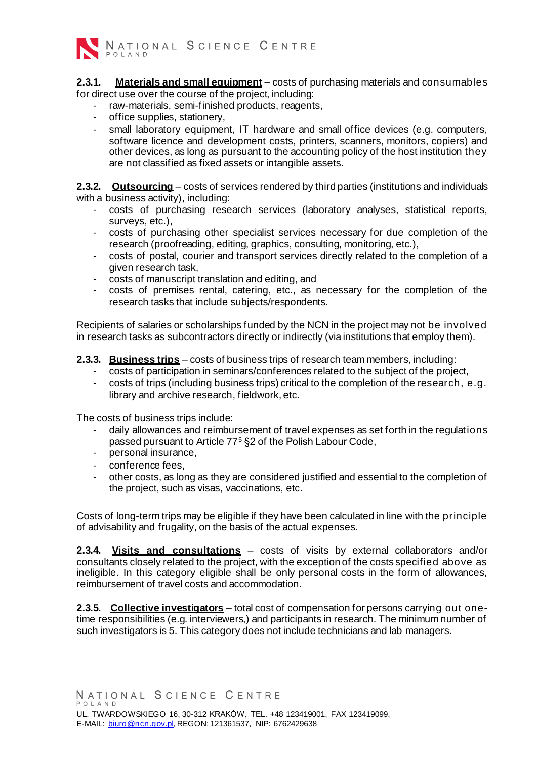**2.3.1. Materials and small equipment** – costs of purchasing materials and consumables for direct use over the course of the project, including:

- raw-materials, semi-finished products, reagents,
- office supplies, stationery,
- small laboratory equipment, IT hardware and small office devices (e.g. computers, software licence and development costs, printers, scanners, monitors, copiers) and other devices, as long as pursuant to the accounting policy of the host institution they are not classified as fixed assets or intangible assets.

**2.3.2. Outsourcing** – costs of services rendered by third parties (institutions and individuals with a business activity), including:

- costs of purchasing research services (laboratory analyses, statistical reports, surveys, etc.),
- costs of purchasing other specialist services necessary for due completion of the research (proofreading, editing, graphics, consulting, monitoring, etc.),
- costs of postal, courier and transport services directly related to the completion of a given research task,
- costs of manuscript translation and editing, and
- costs of premises rental, catering, etc., as necessary for the completion of the research tasks that include subjects/respondents.

Recipients of salaries or scholarships funded by the NCN in the project may not be involved in research tasks as subcontractors directly or indirectly (via institutions that employ them).

**2.3.3. Business trips** – costs of business trips of research team members, including:

- costs of participation in seminars/conferences related to the subject of the project,
- costs of trips (including business trips) critical to the completion of the research, e.g. library and archive research, fieldwork, etc.

The costs of business trips include:

- daily allowances and reimbursement of travel expenses as set forth in the regulations passed pursuant to Article 77[5] §2 of the Polish Labour Code,
- personal insurance,
- conference fees,
- other costs, as long as they are considered justified and essential to the completion of the project, such as visas, vaccinations, etc.

Costs of long-term trips may be eligible if they have been calculated in line with the principle of advisability and frugality, on the basis of the actual expenses.

**2.3.4. Visits and consultations** – costs of visits by external collaborators and/or consultants closely related to the project, with the exception of the costs specified above as ineligible. In this category eligible shall be only personal costs in the form of allowances, reimbursement of travel costs and accommodation.

**2.3.5. Collective investigators** – total cost of compensation for persons carrying out one-time responsibilities (e.g. interviewers,) and participants in research. The minimum number of such investigators is 5. This category does not include technicians and lab managers.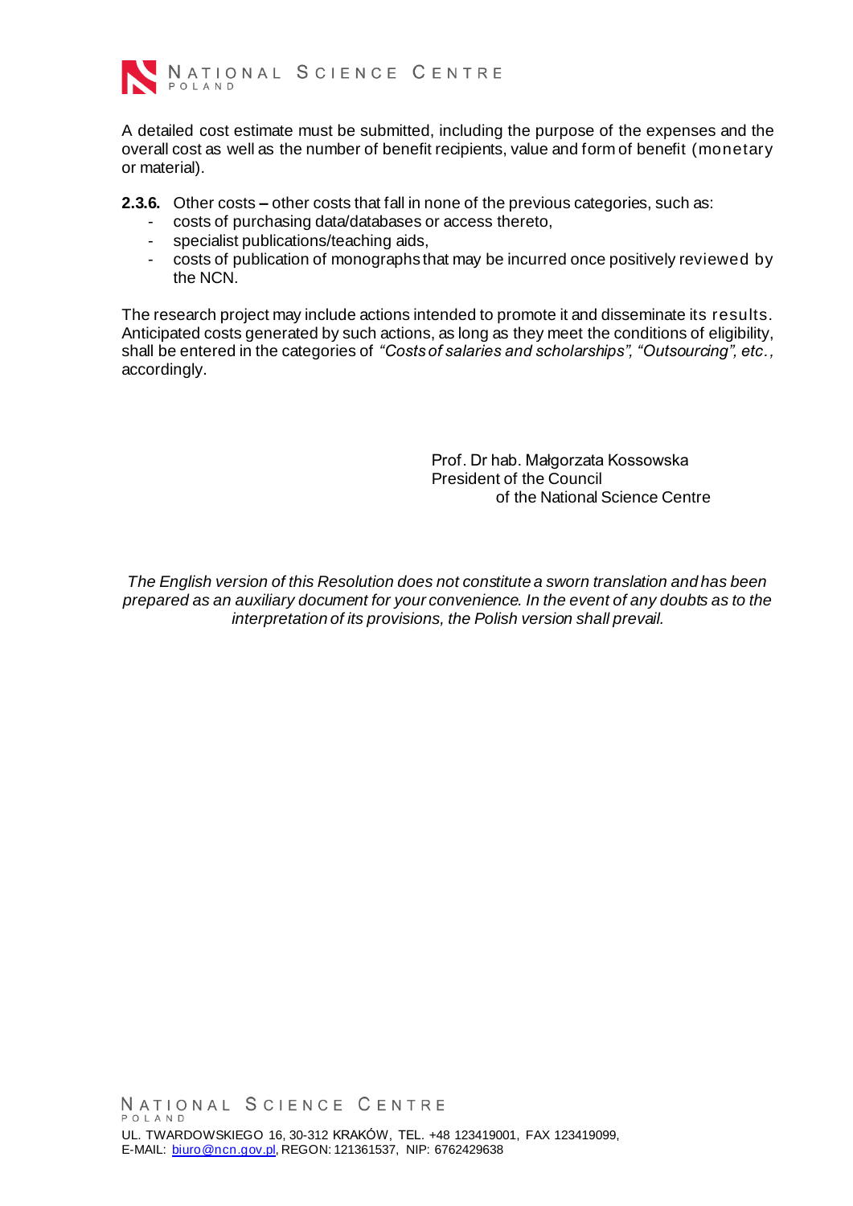A detailed cost estimate must be submitted, including the purpose of the expenses and the overall cost as well as the number of benefit recipients, value and form of benefit (monetary or material).

**2.3.6.** Other costs **–** other costs that fall in none of the previous categories, such as:

- costs of purchasing data/databases or access thereto,
- specialist publications/teaching aids,
- costs of publication of monographs that may be incurred once positively reviewed by the NCN.

The research project may include actions intended to promote it and disseminate its results. Anticipated costs generated by such actions, as long as they meet the conditions of eligibility, shall be entered in the categories of *"Costs of salaries and scholarships", "Outsourcing", etc.*, accordingly.

Prof. Dr hab. Małgorzata Kossowska
President of the Council
of the National Science Centre

*The English version of this Resolution does not constitute a sworn translation and has been prepared as an auxiliary document for your convenience. In the event of any doubts as to the interpretation of its provisions, the Polish version shall prevail.*